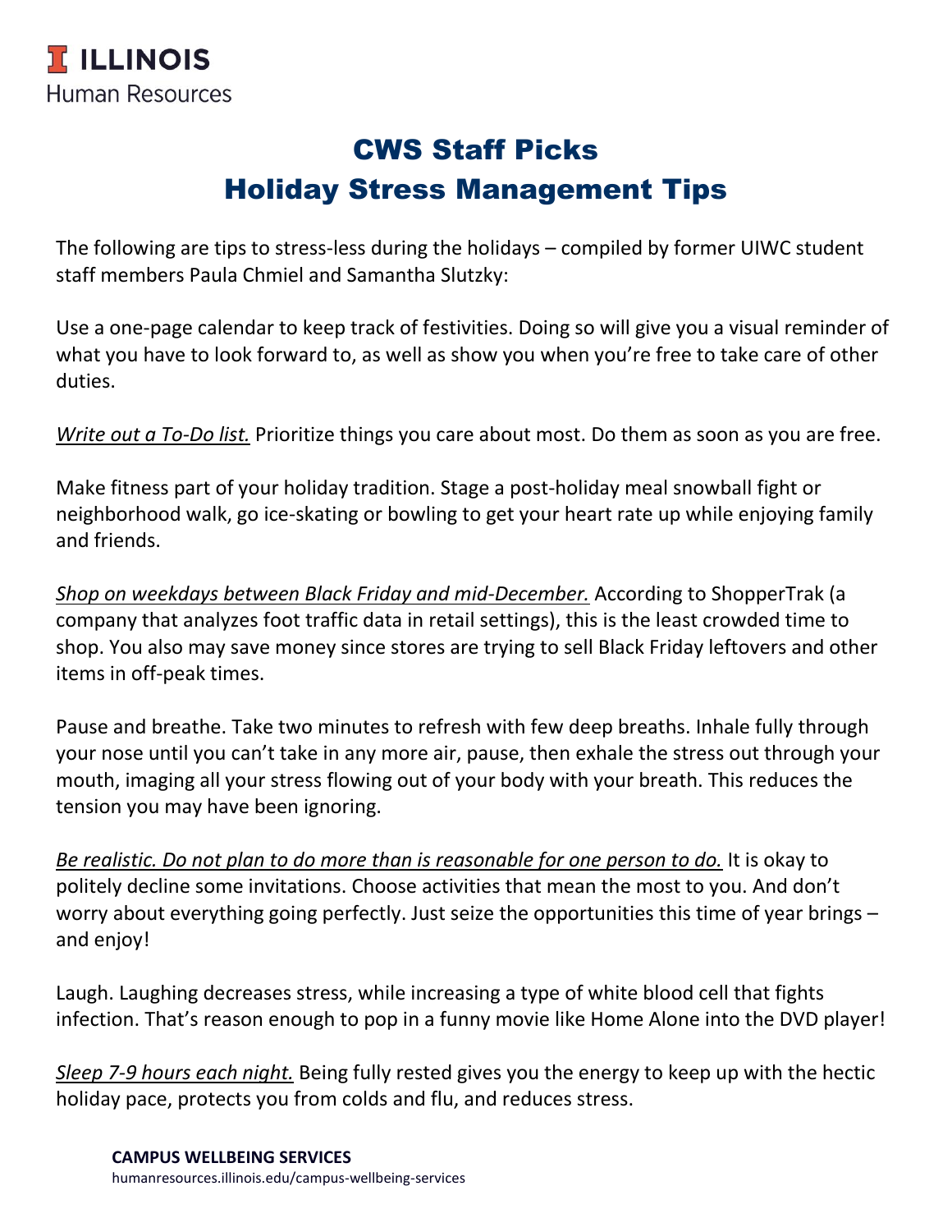I ILLINOIS
Human Resources

# CWS Staff Picks
# Holiday Stress Management Tips

The following are tips to stress-less during the holidays – compiled by former UIWC student staff members Paula Chmiel and Samantha Slutzky:

Use a one-page calendar to keep track of festivities. Doing so will give you a visual reminder of what you have to look forward to, as well as show you when you're free to take care of other duties.

*Write out a To-Do list.* Prioritize things you care about most. Do them as soon as you are free.

Make fitness part of your holiday tradition. Stage a post-holiday meal snowball fight or neighborhood walk, go ice-skating or bowling to get your heart rate up while enjoying family and friends.

*Shop on weekdays between Black Friday and mid-December.* According to ShopperTrak (a company that analyzes foot traffic data in retail settings), this is the least crowded time to shop. You also may save money since stores are trying to sell Black Friday leftovers and other items in off-peak times.

Pause and breathe. Take two minutes to refresh with few deep breaths. Inhale fully through your nose until you can't take in any more air, pause, then exhale the stress out through your mouth, imaging all your stress flowing out of your body with your breath. This reduces the tension you may have been ignoring.

*Be realistic. Do not plan to do more than is reasonable for one person to do.* It is okay to politely decline some invitations. Choose activities that mean the most to you. And don't worry about everything going perfectly. Just seize the opportunities this time of year brings – and enjoy!

Laugh. Laughing decreases stress, while increasing a type of white blood cell that fights infection. That's reason enough to pop in a funny movie like Home Alone into the DVD player!

*Sleep 7-9 hours each night.* Being fully rested gives you the energy to keep up with the hectic holiday pace, protects you from colds and flu, and reduces stress.

**CAMPUS WELLBEING SERVICES**
humanresources.illinois.edu/campus-wellbeing-services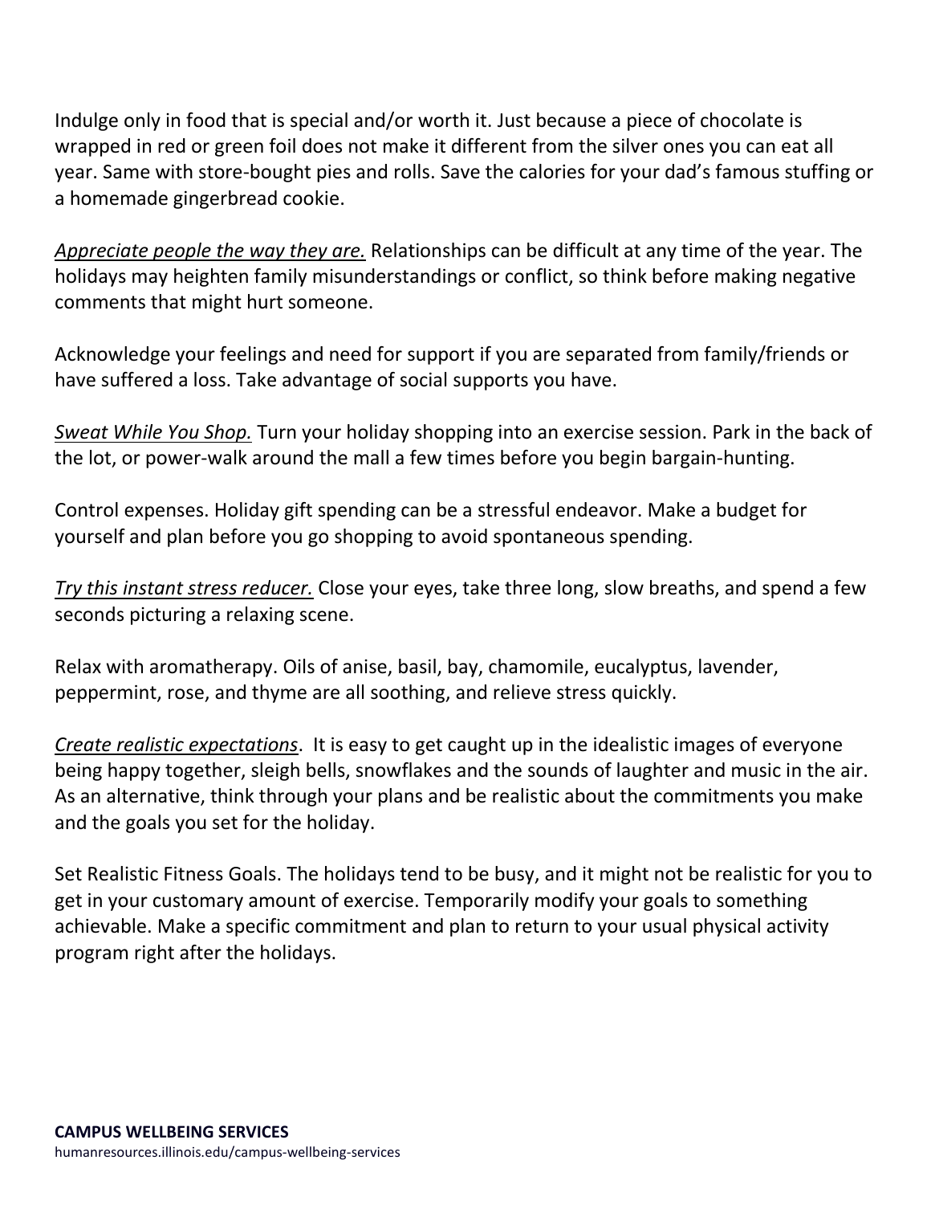Indulge only in food that is special and/or worth it. Just because a piece of chocolate is wrapped in red or green foil does not make it different from the silver ones you can eat all year. Same with store-bought pies and rolls. Save the calories for your dad's famous stuffing or a homemade gingerbread cookie.

<u>*Appreciate people the way they are.*</u> Relationships can be difficult at any time of the year. The holidays may heighten family misunderstandings or conflict, so think before making negative comments that might hurt someone.

Acknowledge your feelings and need for support if you are separated from family/friends or have suffered a loss. Take advantage of social supports you have.

<u>*Sweat While You Shop.*</u> Turn your holiday shopping into an exercise session. Park in the back of the lot, or power-walk around the mall a few times before you begin bargain-hunting.

Control expenses. Holiday gift spending can be a stressful endeavor. Make a budget for yourself and plan before you go shopping to avoid spontaneous spending.

<u>*Try this instant stress reducer.*</u> Close your eyes, take three long, slow breaths, and spend a few seconds picturing a relaxing scene.

Relax with aromatherapy. Oils of anise, basil, bay, chamomile, eucalyptus, lavender, peppermint, rose, and thyme are all soothing, and relieve stress quickly.

<u>*Create realistic expectations*</u>. It is easy to get caught up in the idealistic images of everyone being happy together, sleigh bells, snowflakes and the sounds of laughter and music in the air. As an alternative, think through your plans and be realistic about the commitments you make and the goals you set for the holiday.

Set Realistic Fitness Goals. The holidays tend to be busy, and it might not be realistic for you to get in your customary amount of exercise. Temporarily modify your goals to something achievable. Make a specific commitment and plan to return to your usual physical activity program right after the holidays.

**CAMPUS WELLBEING SERVICES**
humanresources.illinois.edu/campus-wellbeing-services